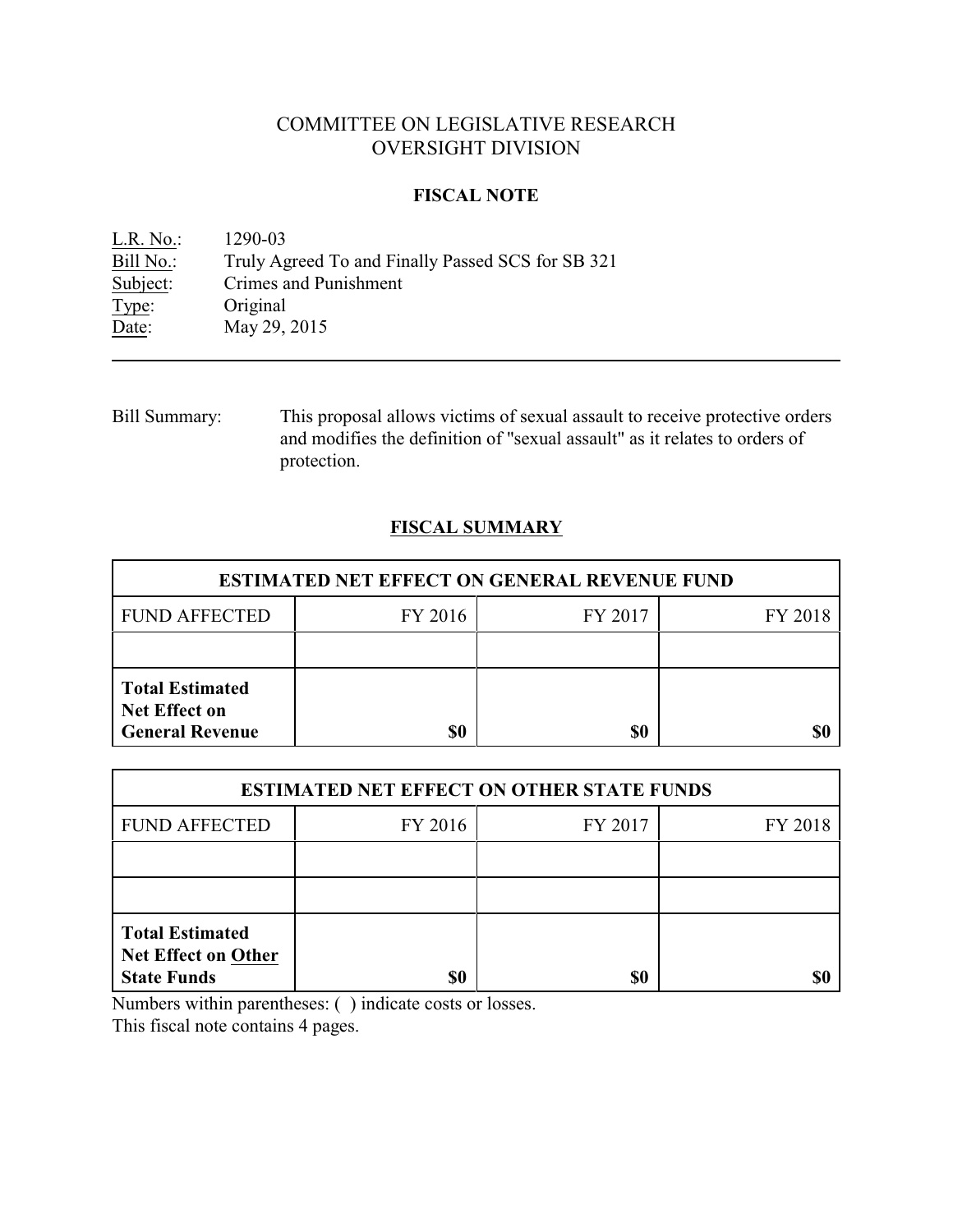# COMMITTEE ON LEGISLATIVE RESEARCH
# OVERSIGHT DIVISION

## FISCAL NOTE

L.R. No.: 1290-03
Bill No.: Truly Agreed To and Finally Passed SCS for SB 321
Subject: Crimes and Punishment
Type: Original
Date: May 29, 2015

---

Bill Summary: This proposal allows victims of sexual assault to receive protective orders and modifies the definition of "sexual assault" as it relates to orders of protection.

## FISCAL SUMMARY

| ESTIMATED NET EFFECT ON GENERAL REVENUE FUND | | | |
|---|---|---|---|
| FUND AFFECTED | FY 2016 | FY 2017 | FY 2018 |
| | | | |
| **Total Estimated Net Effect on General Revenue** | **$0** | **$0** | **$0** |

| ESTIMATED NET EFFECT ON OTHER STATE FUNDS | | | |
|---|---|---|---|
| FUND AFFECTED | FY 2016 | FY 2017 | FY 2018 |
| | | | |
| | | | |
| **Total Estimated Net Effect on Other State Funds** | **$0** | **$0** | **$0** |

Numbers within parentheses: ( ) indicate costs or losses.
This fiscal note contains 4 pages.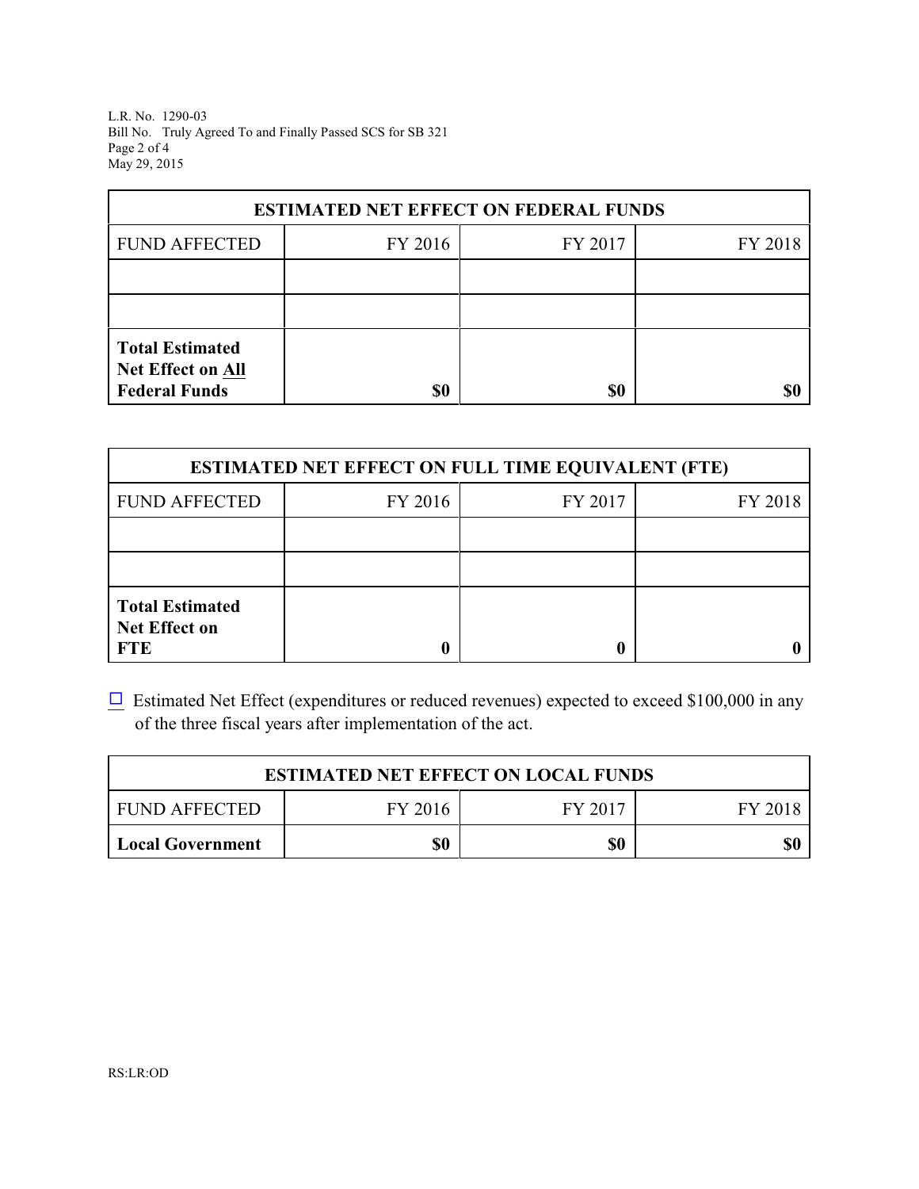| ESTIMATED NET EFFECT ON FEDERAL FUNDS | | | |
|---|---|---|---|
| FUND AFFECTED | FY 2016 | FY 2017 | FY 2018 |
| | | | |
| | | | |
| **Total Estimated Net Effect on All Federal Funds** | **$0** | **$0** | **$0** |

| ESTIMATED NET EFFECT ON FULL TIME EQUIVALENT (FTE) | | | |
|---|---|---|---|
| FUND AFFECTED | FY 2016 | FY 2017 | FY 2018 |
| | | | |
| | | | |
| **Total Estimated Net Effect on FTE** | **0** | **0** | **0** |

☐ Estimated Net Effect (expenditures or reduced revenues) expected to exceed $100,000 in any of the three fiscal years after implementation of the act.

| ESTIMATED NET EFFECT ON LOCAL FUNDS | | | |
|---|---|---|---|
| FUND AFFECTED | FY 2016 | FY 2017 | FY 2018 |
| **Local Government** | **$0** | **$0** | **$0** |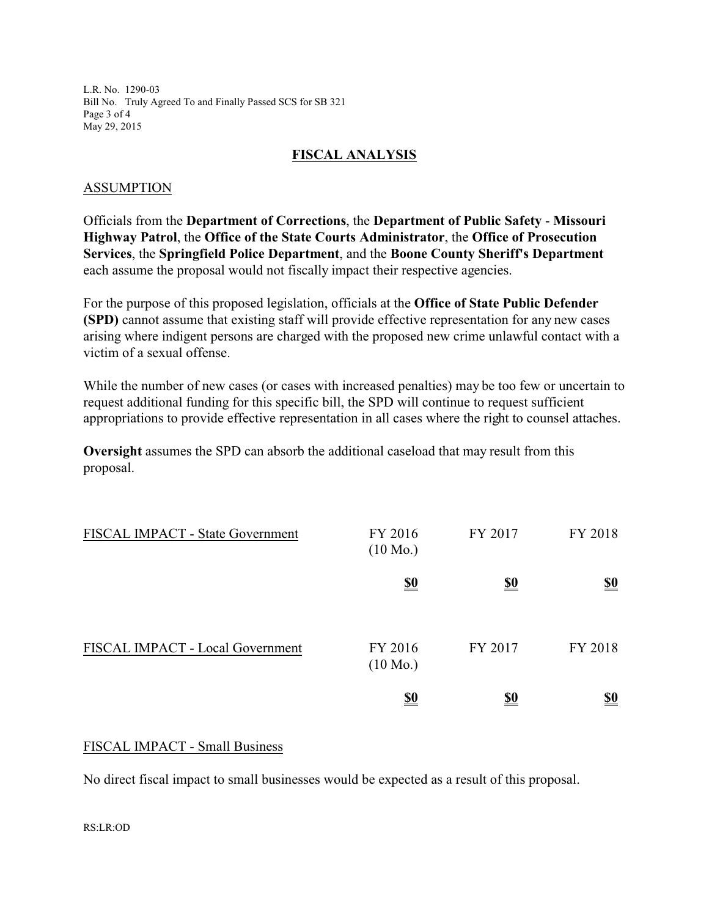## FISCAL ANALYSIS

### ASSUMPTION

Officials from the **Department of Corrections**, the **Department of Public Safety** - **Missouri Highway Patrol**, the **Office of the State Courts Administrator**, the **Office of Prosecution Services**, the **Springfield Police Department**, and the **Boone County Sheriff's Department** each assume the proposal would not fiscally impact their respective agencies.

For the purpose of this proposed legislation, officials at the **Office of State Public Defender (SPD)** cannot assume that existing staff will provide effective representation for any new cases arising where indigent persons are charged with the proposed new crime unlawful contact with a victim of a sexual offense.

While the number of new cases (or cases with increased penalties) may be too few or uncertain to request additional funding for this specific bill, the SPD will continue to request sufficient appropriations to provide effective representation in all cases where the right to counsel attaches.

**Oversight** assumes the SPD can absorb the additional caseload that may result from this proposal.

| FISCAL IMPACT - State Government | FY 2016 (10 Mo.) | FY 2017 | FY 2018 |
|---|---|---|---|
| | **$0** | **$0** | **$0** |

| FISCAL IMPACT - Local Government | FY 2016 (10 Mo.) | FY 2017 | FY 2018 |
|---|---|---|---|
| | **$0** | **$0** | **$0** |

### FISCAL IMPACT - Small Business

No direct fiscal impact to small businesses would be expected as a result of this proposal.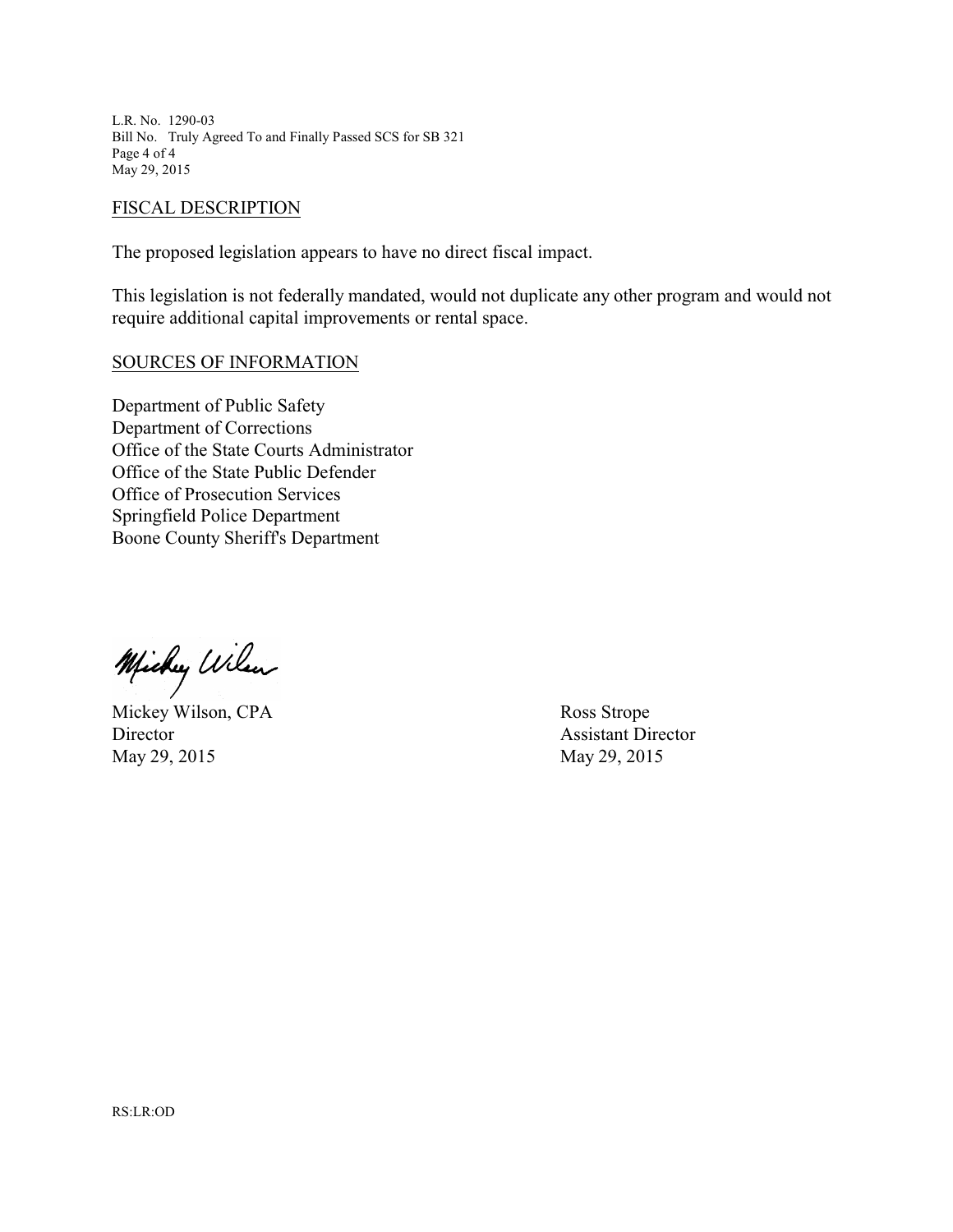## FISCAL DESCRIPTION

The proposed legislation appears to have no direct fiscal impact.

This legislation is not federally mandated, would not duplicate any other program and would not require additional capital improvements or rental space.

## SOURCES OF INFORMATION

Department of Public Safety
Department of Corrections
Office of the State Courts Administrator
Office of the State Public Defender
Office of Prosecution Services
Springfield Police Department
Boone County Sheriff's Department

Mickey Wilson, CPA
Director
May 29, 2015

Ross Strope
Assistant Director
May 29, 2015

RS:LR:OD